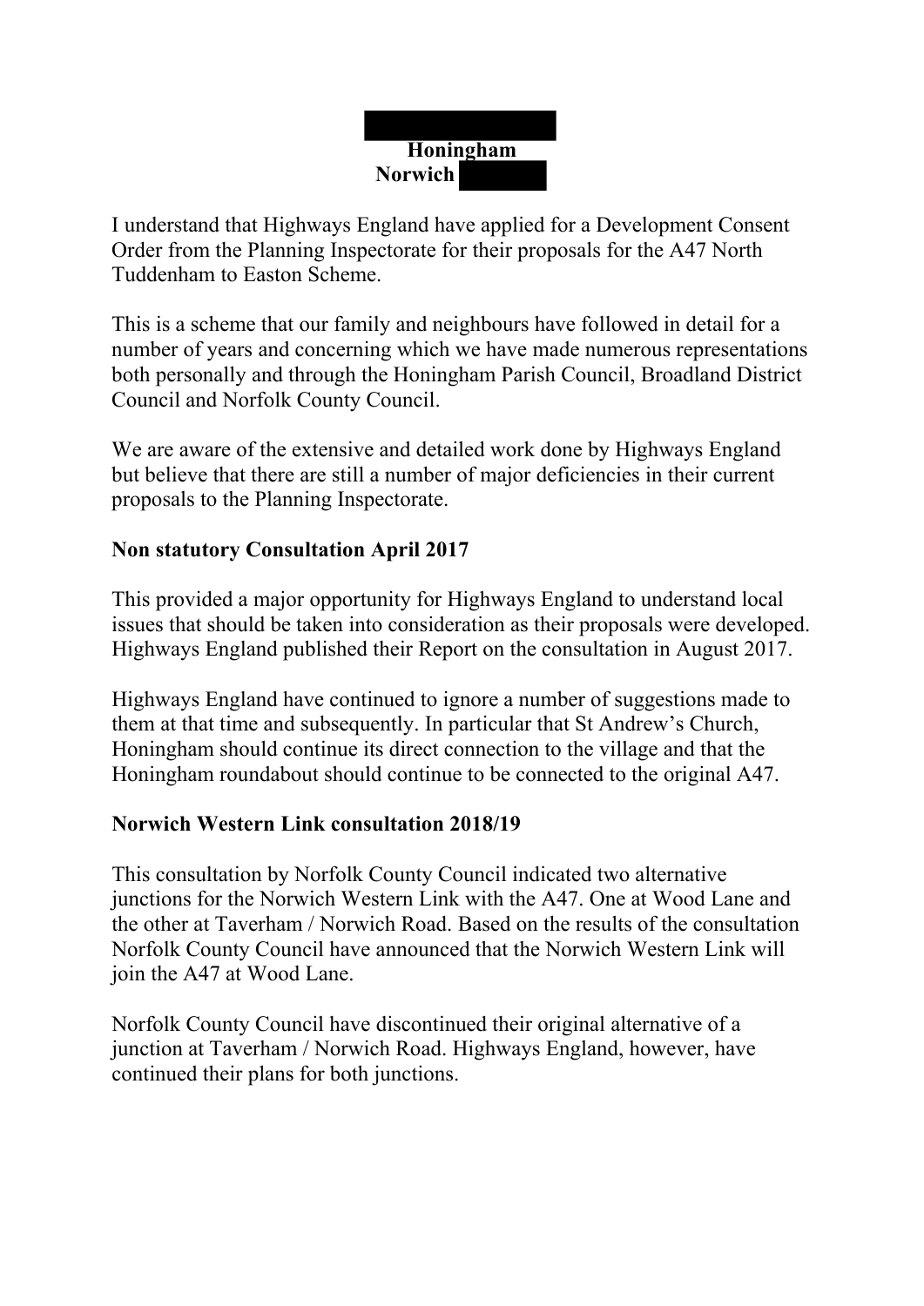**Honingham**
**Norwich**

I understand that Highways England have applied for a Development Consent Order from the Planning Inspectorate for their proposals for the A47 North Tuddenham to Easton Scheme.

This is a scheme that our family and neighbours have followed in detail for a number of years and concerning which we have made numerous representations both personally and through the Honingham Parish Council, Broadland District Council and Norfolk County Council.

We are aware of the extensive and detailed work done by Highways England but believe that there are still a number of major deficiencies in their current proposals to the Planning Inspectorate.

**Non statutory Consultation April 2017**

This provided a major opportunity for Highways England to understand local issues that should be taken into consideration as their proposals were developed. Highways England published their Report on the consultation in August 2017.

Highways England have continued to ignore a number of suggestions made to them at that time and subsequently. In particular that St Andrew's Church, Honingham should continue its direct connection to the village and that the Honingham roundabout should continue to be connected to the original A47.

**Norwich Western Link consultation 2018/19**

This consultation by Norfolk County Council indicated two alternative junctions for the Norwich Western Link with the A47. One at Wood Lane and the other at Taverham / Norwich Road. Based on the results of the consultation Norfolk County Council have announced that the Norwich Western Link will join the A47 at Wood Lane.

Norfolk County Council have discontinued their original alternative of a junction at Taverham / Norwich Road. Highways England, however, have continued their plans for both junctions.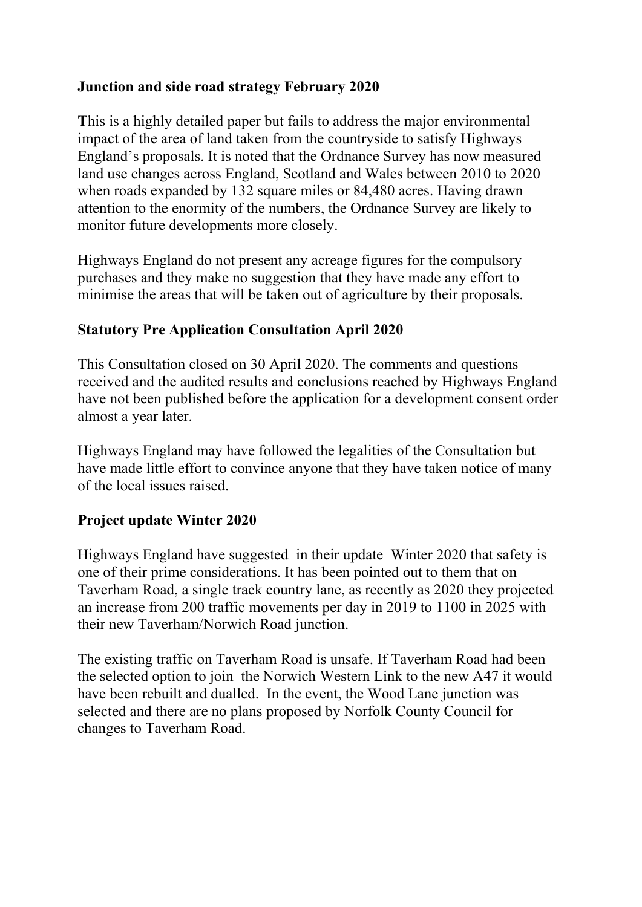**Junction and side road strategy February 2020**

This is a highly detailed paper but fails to address the major environmental impact of the area of land taken from the countryside to satisfy Highways England's proposals. It is noted that the Ordnance Survey has now measured land use changes across England, Scotland and Wales between 2010 to 2020 when roads expanded by 132 square miles or 84,480 acres. Having drawn attention to the enormity of the numbers, the Ordnance Survey are likely to monitor future developments more closely.

Highways England do not present any acreage figures for the compulsory purchases and they make no suggestion that they have made any effort to minimise the areas that will be taken out of agriculture by their proposals.

**Statutory Pre Application Consultation April 2020**

This Consultation closed on 30 April 2020. The comments and questions received and the audited results and conclusions reached by Highways England have not been published before the application for a development consent order almost a year later.

Highways England may have followed the legalities of the Consultation but have made little effort to convince anyone that they have taken notice of many of the local issues raised.

**Project update Winter 2020**

Highways England have suggested in their update Winter 2020 that safety is one of their prime considerations. It has been pointed out to them that on Taverham Road, a single track country lane, as recently as 2020 they projected an increase from 200 traffic movements per day in 2019 to 1100 in 2025 with their new Taverham/Norwich Road junction.

The existing traffic on Taverham Road is unsafe. If Taverham Road had been the selected option to join the Norwich Western Link to the new A47 it would have been rebuilt and dualled. In the event, the Wood Lane junction was selected and there are no plans proposed by Norfolk County Council for changes to Taverham Road.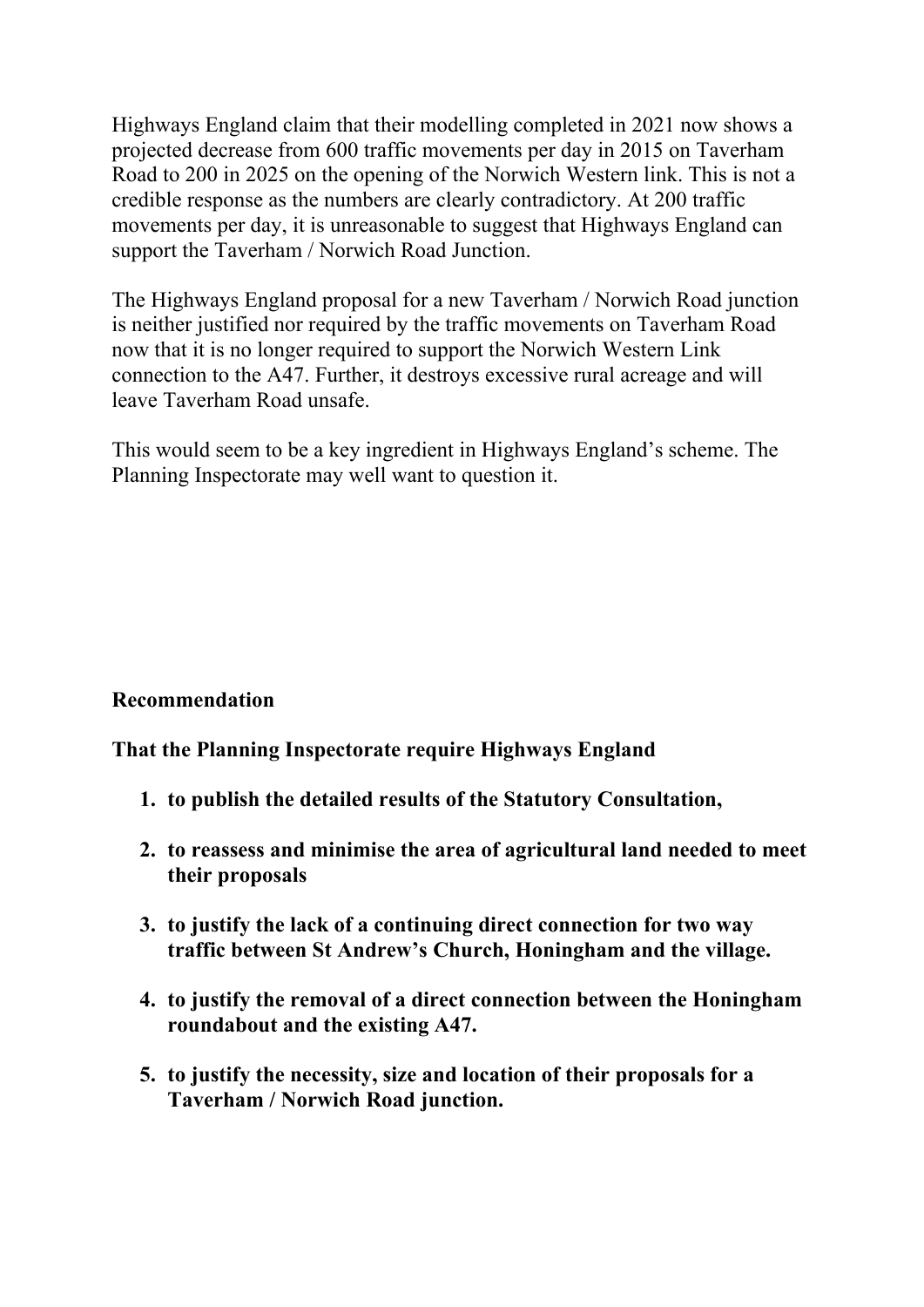Highways England claim that their modelling completed in 2021 now shows a projected decrease from 600 traffic movements per day in 2015 on Taverham Road to 200 in 2025 on the opening of the Norwich Western link. This is not a credible response as the numbers are clearly contradictory. At 200 traffic movements per day, it is unreasonable to suggest that Highways England can support the Taverham / Norwich Road Junction.

The Highways England proposal for a new Taverham / Norwich Road junction is neither justified nor required by the traffic movements on Taverham Road now that it is no longer required to support the Norwich Western Link connection to the A47. Further, it destroys excessive rural acreage and will leave Taverham Road unsafe.

This would seem to be a key ingredient in Highways England's scheme. The Planning Inspectorate may well want to question it.

**Recommendation**

**That the Planning Inspectorate require Highways England**

1. **to publish the detailed results of the Statutory Consultation,**
2. **to reassess and minimise the area of agricultural land needed to meet their proposals**
3. **to justify the lack of a continuing direct connection for two way traffic between St Andrew's Church, Honingham and the village.**
4. **to justify the removal of a direct connection between the Honingham roundabout and the existing A47.**
5. **to justify the necessity, size and location of their proposals for a Taverham / Norwich Road junction.**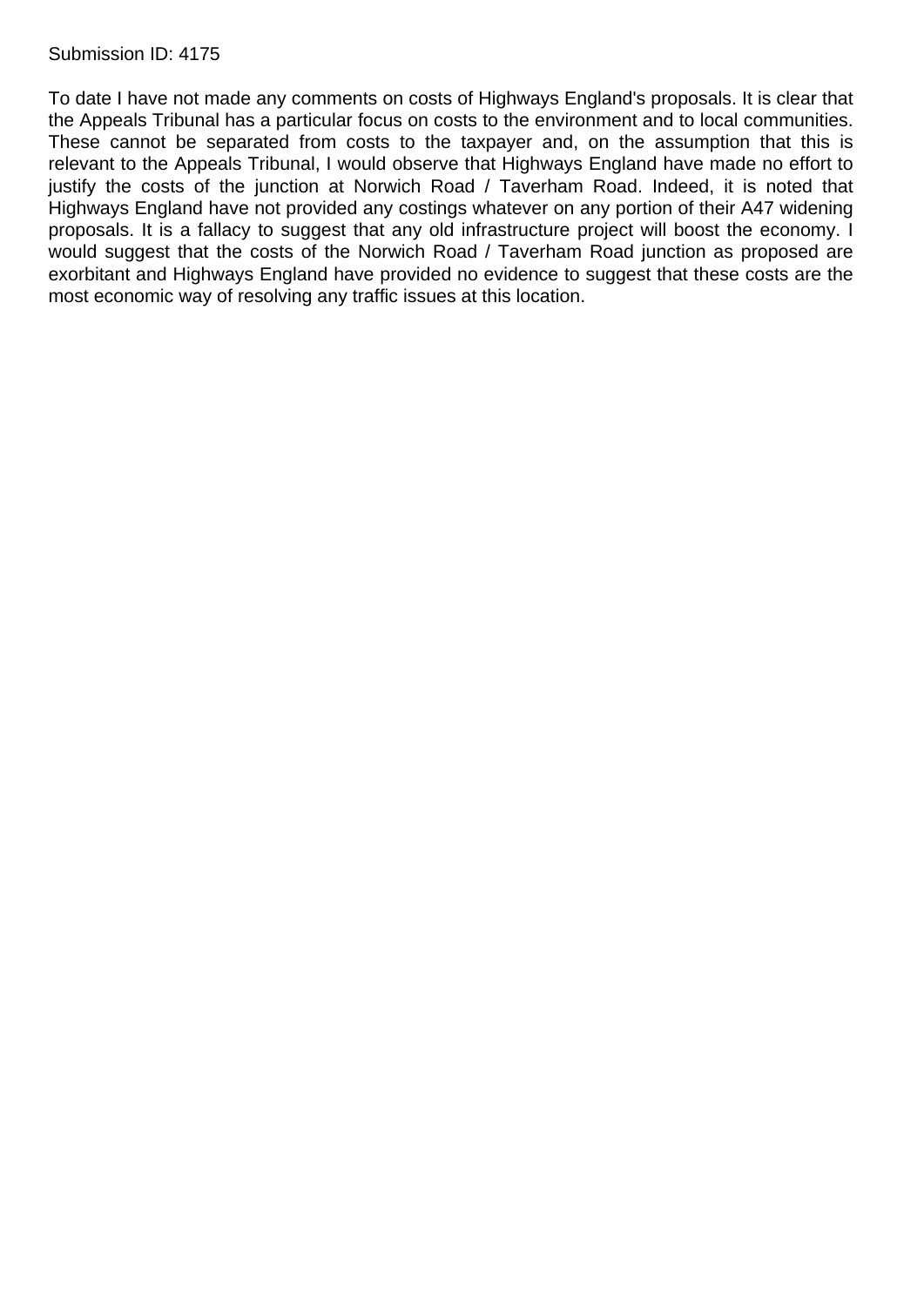Submission ID: 4175

To date I have not made any comments on costs of Highways England's proposals. It is clear that the Appeals Tribunal has a particular focus on costs to the environment and to local communities. These cannot be separated from costs to the taxpayer and, on the assumption that this is relevant to the Appeals Tribunal, I would observe that Highways England have made no effort to justify the costs of the junction at Norwich Road / Taverham Road. Indeed, it is noted that Highways England have not provided any costings whatever on any portion of their A47 widening proposals. It is a fallacy to suggest that any old infrastructure project will boost the economy. I would suggest that the costs of the Norwich Road / Taverham Road junction as proposed are exorbitant and Highways England have provided no evidence to suggest that these costs are the most economic way of resolving any traffic issues at this location.